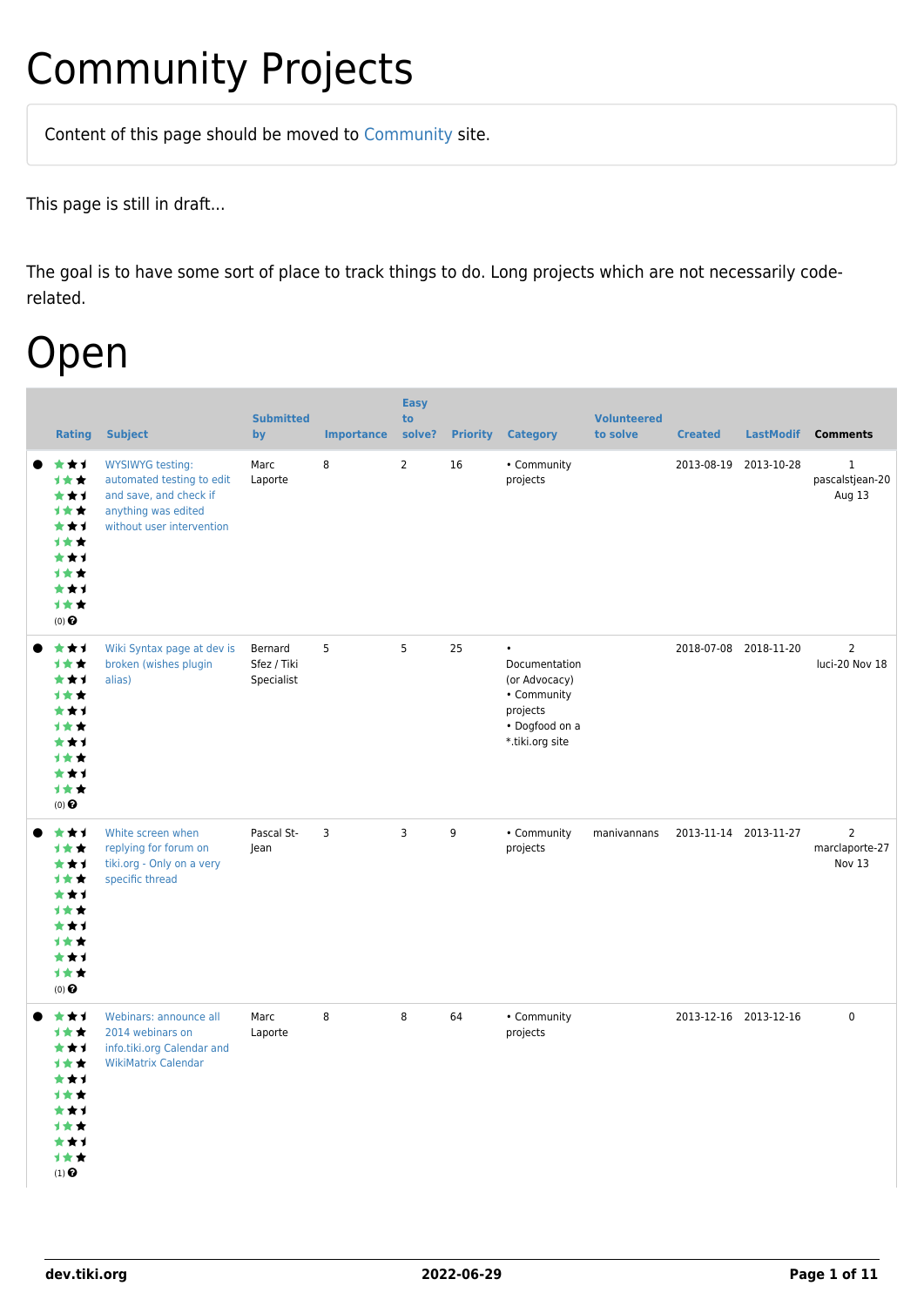# Community Projects

Content of this page should be moved to Community site.

This page is still in draft...

The goal is to have some sort of place to track things to do. Long projects which are not necessarily code-related.

# Open

| | Rating | Subject | Submitted by | Importance | Easy to solve? | Priority | Category | Volunteered to solve | Created | LastModif | Comments |
|---|---|---|---|---|---|---|---|---|---|---|---|
| ● | (0) | WYSIWYG testing: automated testing to edit and save, and check if anything was edited without user intervention | Marc Laporte | 8 | 2 | 16 | • Community projects | | 2013-08-19 | 2013-10-28 | 1 pascalstjean-20 Aug 13 |
| ● | (0) | Wiki Syntax page at dev is broken (wishes plugin alias) | Bernard Sfez / Tiki Specialist | 5 | 5 | 25 | • Documentation (or Advocacy) • Community projects • Dogfood on a *.tiki.org site | | 2018-07-08 | 2018-11-20 | 2 luci-20 Nov 18 |
| ● | (0) | White screen when replying for forum on tiki.org - Only on a very specific thread | Pascal St-Jean | 3 | 3 | 9 | • Community projects | manivannans | 2013-11-14 | 2013-11-27 | 2 marclaporte-27 Nov 13 |
| ● | (1) | Webinars: announce all 2014 webinars on info.tiki.org Calendar and WikiMatrix Calendar | Marc Laporte | 8 | 8 | 64 | • Community projects | | 2013-12-16 | 2013-12-16 | 0 |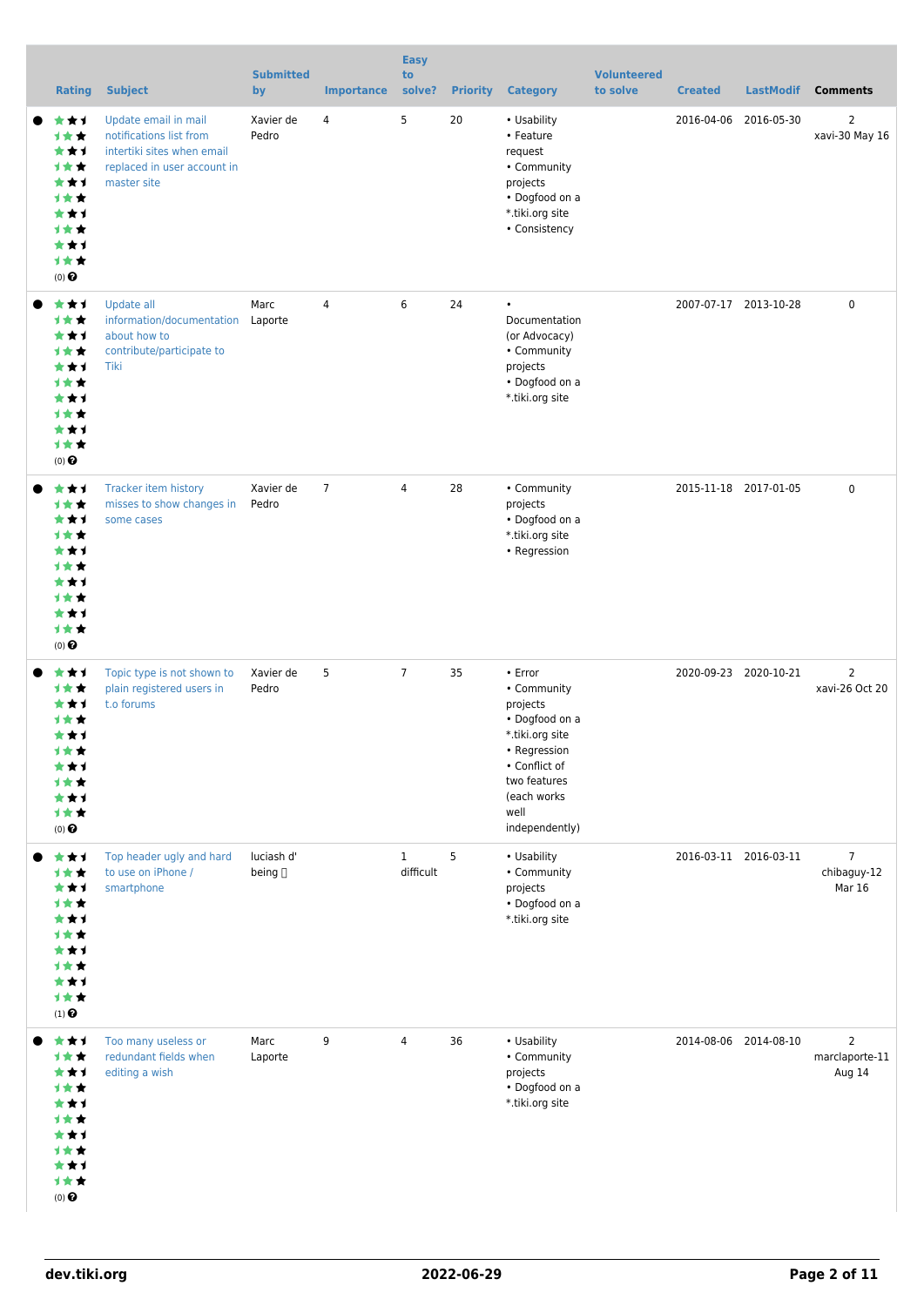| Rating | Subject | Submitted by | Importance | Easy to solve? | Priority | Category | Volunteered to solve | Created | LastModif | Comments |
|---|---|---|---|---|---|---|---|---|---|---|
| (0) | Update email in mail notifications list from intertiki sites when email replaced in user account in master site | Xavier de Pedro | 4 | 5 | 20 | • Usability • Feature request • Community projects • Dogfood on a *.tiki.org site • Consistency | | 2016-04-06 | 2016-05-30 | 2 xavi-30 May 16 |
| (0) | Update all information/documentation about how to contribute/participate to Tiki | Marc Laporte | 4 | 6 | 24 | • Documentation (or Advocacy) • Community projects • Dogfood on a *.tiki.org site | | 2007-07-17 | 2013-10-28 | 0 |
| (0) | Tracker item history misses to show changes in some cases | Xavier de Pedro | 7 | 4 | 28 | • Community projects • Dogfood on a *.tiki.org site • Regression | | 2015-11-18 | 2017-01-05 | 0 |
| (0) | Topic type is not shown to plain registered users in t.o forums | Xavier de Pedro | 5 | 7 | 35 | • Error • Community projects • Dogfood on a *.tiki.org site • Regression • Conflict of two features (each works well independently) | | 2020-09-23 | 2020-10-21 | 2 xavi-26 Oct 20 |
| (1) | Top header ugly and hard to use on iPhone / smartphone | luciash d' being | | 1 difficult | 5 | • Usability • Community projects • Dogfood on a *.tiki.org site | | 2016-03-11 | 2016-03-11 | 7 chibaguy-12 Mar 16 |
| (0) | Too many useless or redundant fields when editing a wish | Marc Laporte | 9 | 4 | 36 | • Usability • Community projects • Dogfood on a *.tiki.org site | | 2014-08-06 | 2014-08-10 | 2 marclaporte-11 Aug 14 |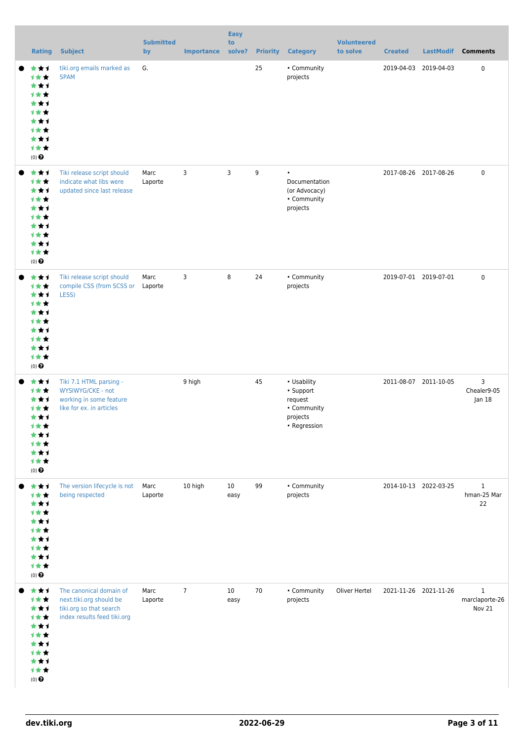| Rating | Subject | Submitted by | Importance | Easy to solve? | Priority | Category | Volunteered to solve | Created | LastModif | Comments |
|---|---|---|---|---|---|---|---|---|---|---|
| (0) | tiki.org emails marked as SPAM | G. | | | 25 | • Community projects | | 2019-04-03 | 2019-04-03 | 0 |
| (0) | Tiki release script should indicate what libs were updated since last release | Marc Laporte | 3 | 3 | 9 | • Documentation (or Advocacy) • Community projects | | 2017-08-26 | 2017-08-26 | 0 |
| (0) | Tiki release script should compile CSS (from SCSS or LESS) | Marc Laporte | 3 | 8 | 24 | • Community projects | | 2019-07-01 | 2019-07-01 | 0 |
| (0) | Tiki 7.1 HTML parsing - WYSIWYG/CKE - not working in some feature like for ex. in articles | | 9 high | | 45 | • Usability • Support request • Community projects • Regression | | 2011-08-07 | 2011-10-05 | 3 Chealer9-05 Jan 18 |
| (0) | The version lifecycle is not being respected | Marc Laporte | 10 high | 10 easy | 99 | • Community projects | | 2014-10-13 | 2022-03-25 | 1 hman-25 Mar 22 |
| (0) | The canonical domain of next.tiki.org should be tiki.org so that search index results feed tiki.org | Marc Laporte | 7 | 10 easy | 70 | • Community projects | Oliver Hertel | 2021-11-26 | 2021-11-26 | 1 marclaporte-26 Nov 21 |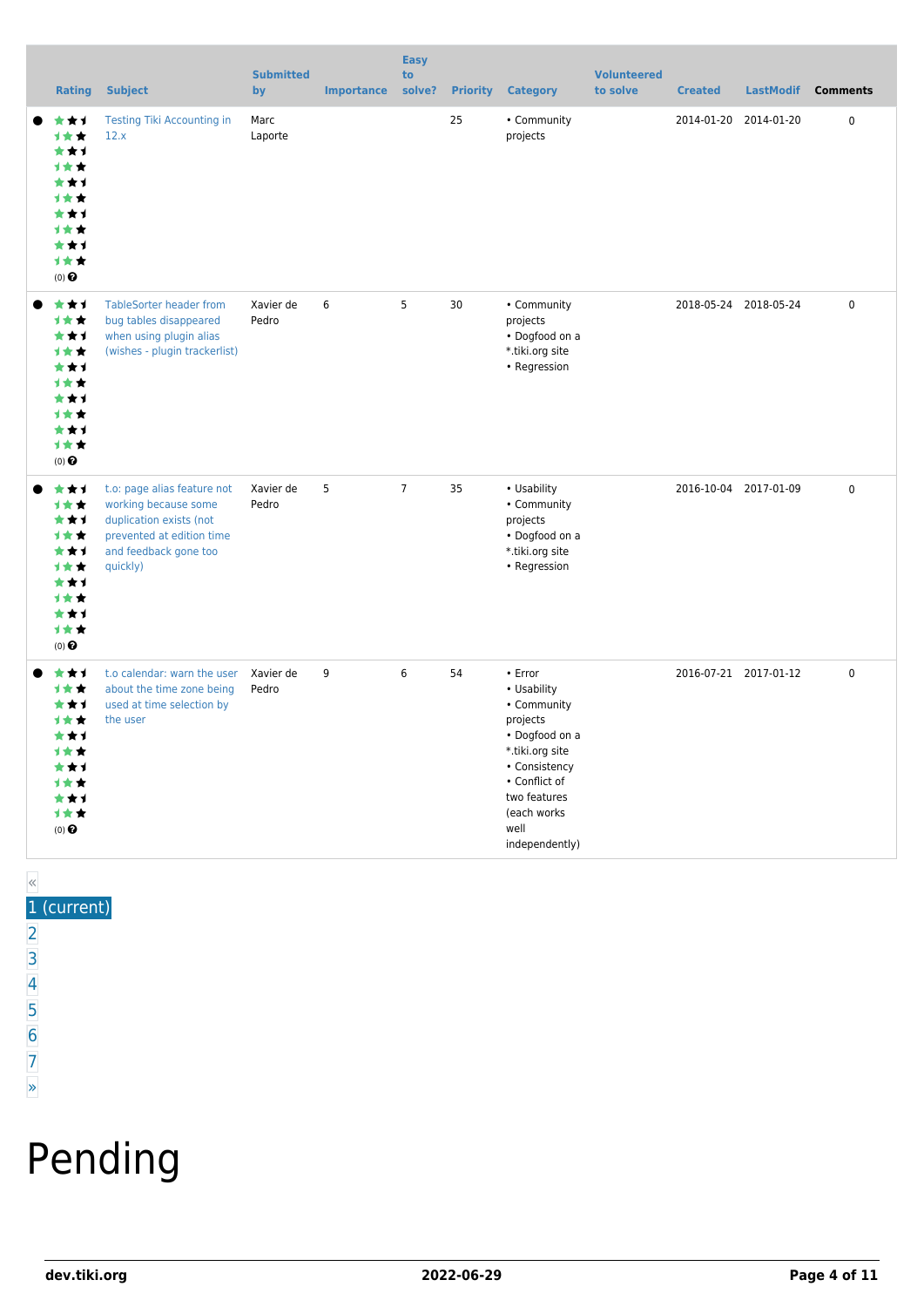| | Rating | Subject | Submitted by | Importance | Easy to solve? | Priority | Category | Volunteered to solve | Created | LastModif | Comments |
|---|---|---|---|---|---|---|---|---|---|---|---|
| ● | (0) | Testing Tiki Accounting in 12.x | Marc Laporte | | | 25 | • Community projects | | 2014-01-20 | 2014-01-20 | 0 |
| ● | (0) | TableSorter header from bug tables disappeared when using plugin alias (wishes - plugin trackerlist) | Xavier de Pedro | 6 | 5 | 30 | • Community projects • Dogfood on a *.tiki.org site • Regression | | 2018-05-24 | 2018-05-24 | 0 |
| ● | (0) | t.o: page alias feature not working because some duplication exists (not prevented at edition time and feedback gone too quickly) | Xavier de Pedro | 5 | 7 | 35 | • Usability • Community projects • Dogfood on a *.tiki.org site • Regression | | 2016-10-04 | 2017-01-09 | 0 |
| ● | (0) | t.o calendar: warn the user about the time zone being used at time selection by the user | Xavier de Pedro | 9 | 6 | 54 | • Error • Usability • Community projects • Dogfood on a *.tiki.org site • Consistency • Conflict of two features (each works well independently) | | 2016-07-21 | 2017-01-12 | 0 |

«
1 (current)
2
3
4
5
6
7
»

# Pending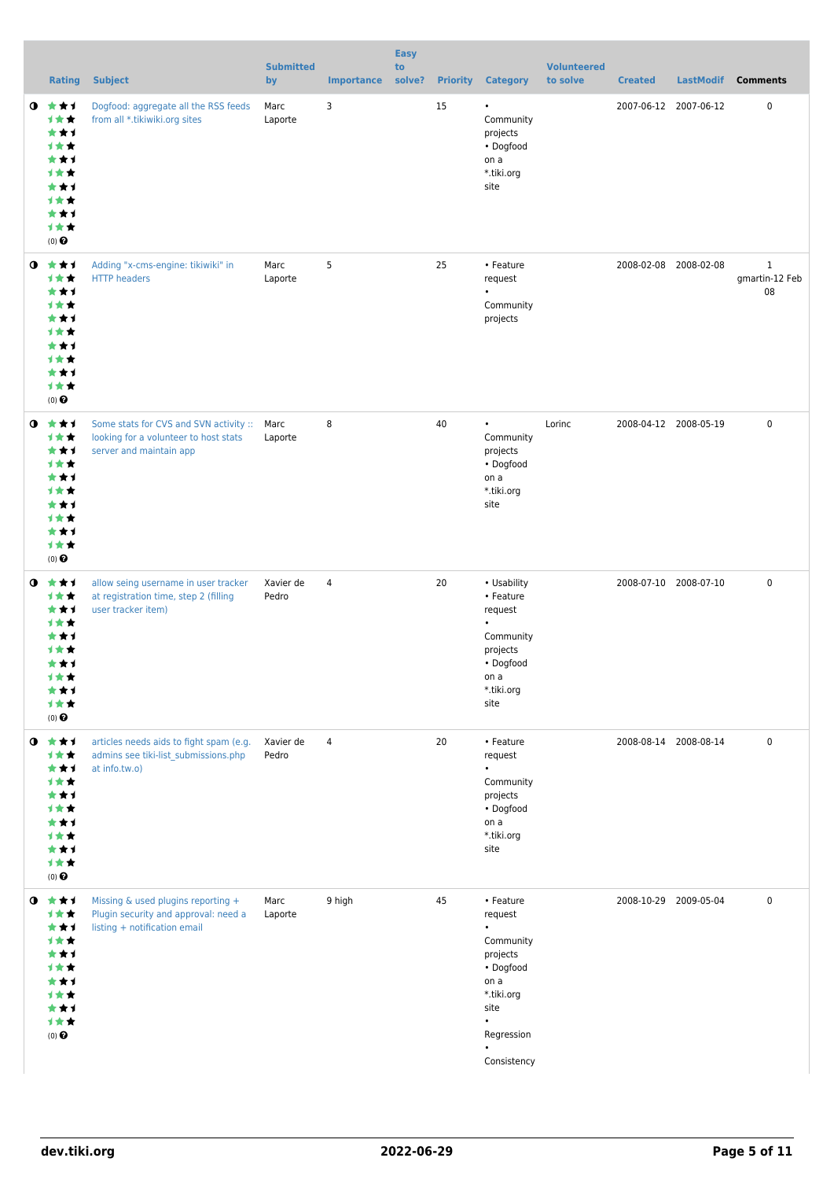| | Rating | Subject | Submitted by | Importance | Easy to solve? | Priority | Category | Volunteered to solve | Created | LastModif | Comments |
|---|---|---|---|---|---|---|---|---|---|---|---|
| | (0) | Dogfood: aggregate all the RSS feeds from all *.tikiwiki.org sites | Marc Laporte | 3 | | 15 | • Community projects • Dogfood on a *.tiki.org site | | 2007-06-12 | 2007-06-12 | 0 |
| | (0) | Adding "x-cms-engine: tikiwiki" in HTTP headers | Marc Laporte | 5 | | 25 | • Feature request • Community projects | | 2008-02-08 | 2008-02-08 | 1 gmartin-12 Feb 08 |
| | (0) | Some stats for CVS and SVN activity :: looking for a volunteer to host stats server and maintain app | Marc Laporte | 8 | | 40 | • Community projects • Dogfood on a *.tiki.org site | Lorinc | 2008-04-12 | 2008-05-19 | 0 |
| | (0) | allow seing username in user tracker at registration time, step 2 (filling user tracker item) | Xavier de Pedro | 4 | | 20 | • Usability • Feature request • Community projects • Dogfood on a *.tiki.org site | | 2008-07-10 | 2008-07-10 | 0 |
| | (0) | articles needs aids to fight spam (e.g. admins see tiki-list_submissions.php at info.tw.o) | Xavier de Pedro | 4 | | 20 | • Feature request • Community projects • Dogfood on a *.tiki.org site | | 2008-08-14 | 2008-08-14 | 0 |
| | (0) | Missing & used plugins reporting + Plugin security and approval: need a listing + notification email | Marc Laporte | 9 high | | 45 | • Feature request • Community projects • Dogfood on a *.tiki.org site • Regression • Consistency | | 2008-10-29 | 2009-05-04 | 0 |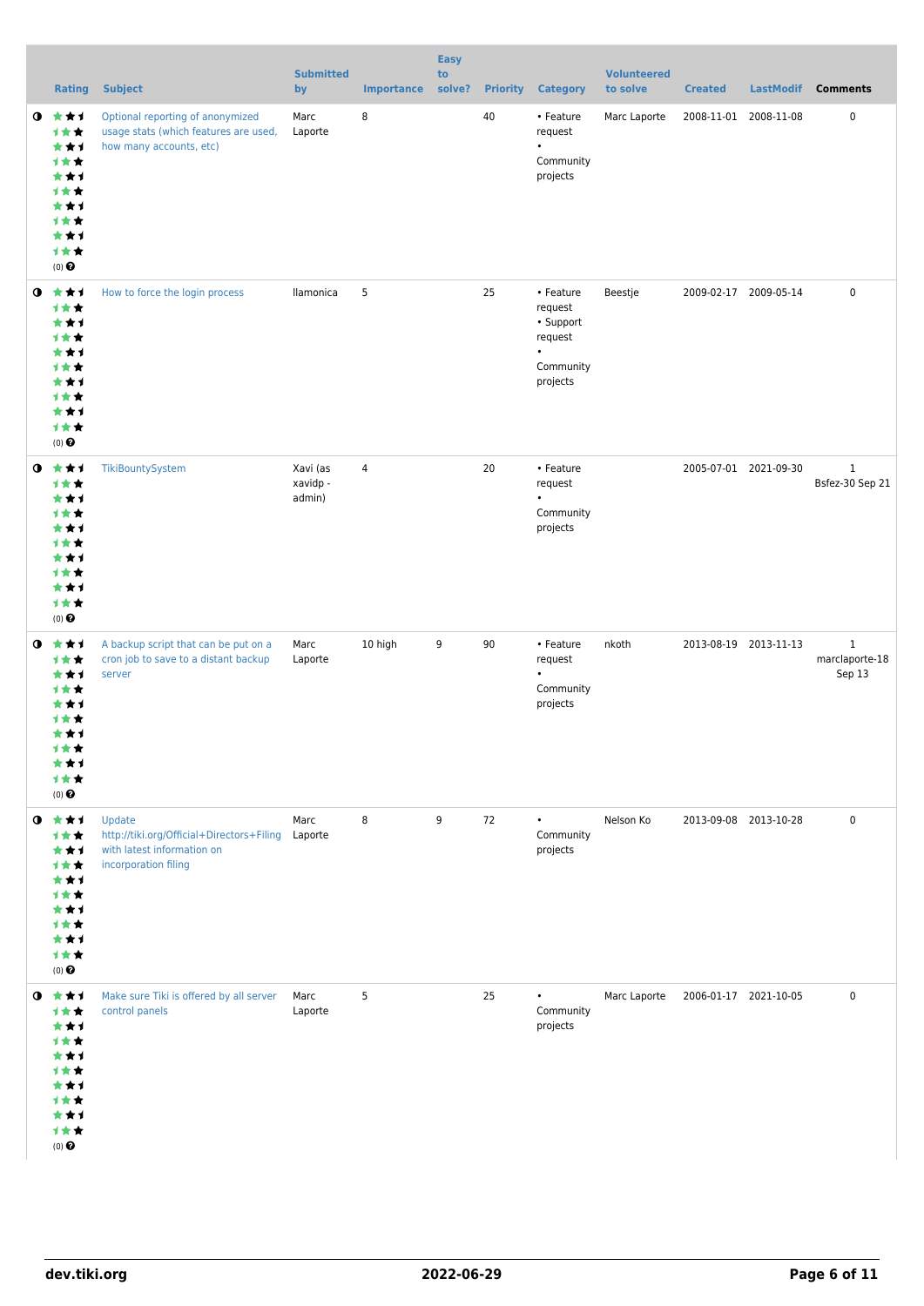| | Rating | Subject | Submitted by | Importance | Easy to solve? | Priority | Category | Volunteered to solve | Created | LastModif | Comments |
|---|---|---|---|---|---|---|---|---|---|---|---|
| | (0) | Optional reporting of anonymized usage stats (which features are used, how many accounts, etc) | Marc Laporte | 8 | | 40 | • Feature request • Community projects | Marc Laporte | 2008-11-01 | 2008-11-08 | 0 |
| | (0) | How to force the login process | llamonica | 5 | | 25 | • Feature request • Support request • Community projects | Beestje | 2009-02-17 | 2009-05-14 | 0 |
| | (0) | TikiBountySystem | Xavi (as xavidp - admin) | 4 | | 20 | • Feature request • Community projects | | 2005-07-01 | 2021-09-30 | 1 Bsfez-30 Sep 21 |
| | (0) | A backup script that can be put on a cron job to save to a distant backup server | Marc Laporte | 10 high | 9 | 90 | • Feature request • Community projects | nkoth | 2013-08-19 | 2013-11-13 | 1 marclaporte-18 Sep 13 |
| | (0) | Update http://tiki.org/Official+Directors+Filing with latest information on incorporation filing | Marc Laporte | 8 | 9 | 72 | • Community projects | Nelson Ko | 2013-09-08 | 2013-10-28 | 0 |
| | (0) | Make sure Tiki is offered by all server control panels | Marc Laporte | 5 | | 25 | • Community projects | Marc Laporte | 2006-01-17 | 2021-10-05 | 0 |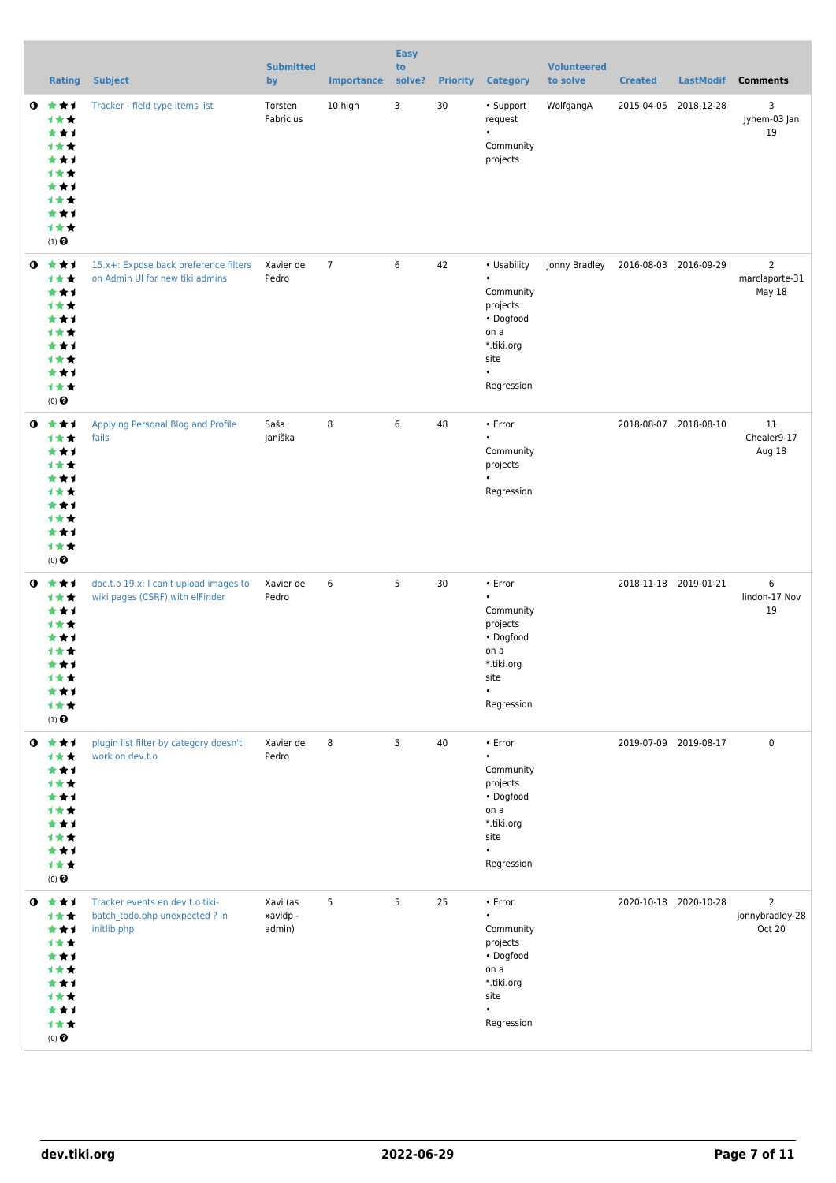| | Rating | Subject | Submitted by | Importance | Easy to solve? | Priority | Category | Volunteered to solve | Created | LastModif | Comments |
|---|---|---|---|---|---|---|---|---|---|---|---|
| ◑ | (1) | Tracker - field type items list | Torsten Fabricius | 10 high | 3 | 30 | • Support request • Community projects | WolfgangA | 2015-04-05 | 2018-12-28 | 3 Jyhem-03 Jan 19 |
| ◑ | (0) | 15.x+: Expose back preference filters on Admin UI for new tiki admins | Xavier de Pedro | 7 | 6 | 42 | • Usability • Community projects • Dogfood on a *.tiki.org site • Regression | Jonny Bradley | 2016-08-03 | 2016-09-29 | 2 marclaporte-31 May 18 |
| ◑ | (0) | Applying Personal Blog and Profile fails | Saša Janiška | 8 | 6 | 48 | • Error • Community projects • Regression | | 2018-08-07 | 2018-08-10 | 11 Chealer9-17 Aug 18 |
| ◑ | (1) | doc.t.o 19.x: I can't upload images to wiki pages (CSRF) with elFinder | Xavier de Pedro | 6 | 5 | 30 | • Error • Community projects • Dogfood on a *.tiki.org site • Regression | | 2018-11-18 | 2019-01-21 | 6 lindon-17 Nov 19 |
| ◑ | (0) | plugin list filter by category doesn't work on dev.t.o | Xavier de Pedro | 8 | 5 | 40 | • Error • Community projects • Dogfood on a *.tiki.org site • Regression | | 2019-07-09 | 2019-08-17 | 0 |
| ◑ | (0) | Tracker events en dev.t.o tiki-batch_todo.php unexpected ? in initlib.php | Xavi (as xavidp - admin) | 5 | 5 | 25 | • Error • Community projects • Dogfood on a *.tiki.org site • Regression | | 2020-10-18 | 2020-10-28 | 2 jonnybradley-28 Oct 20 |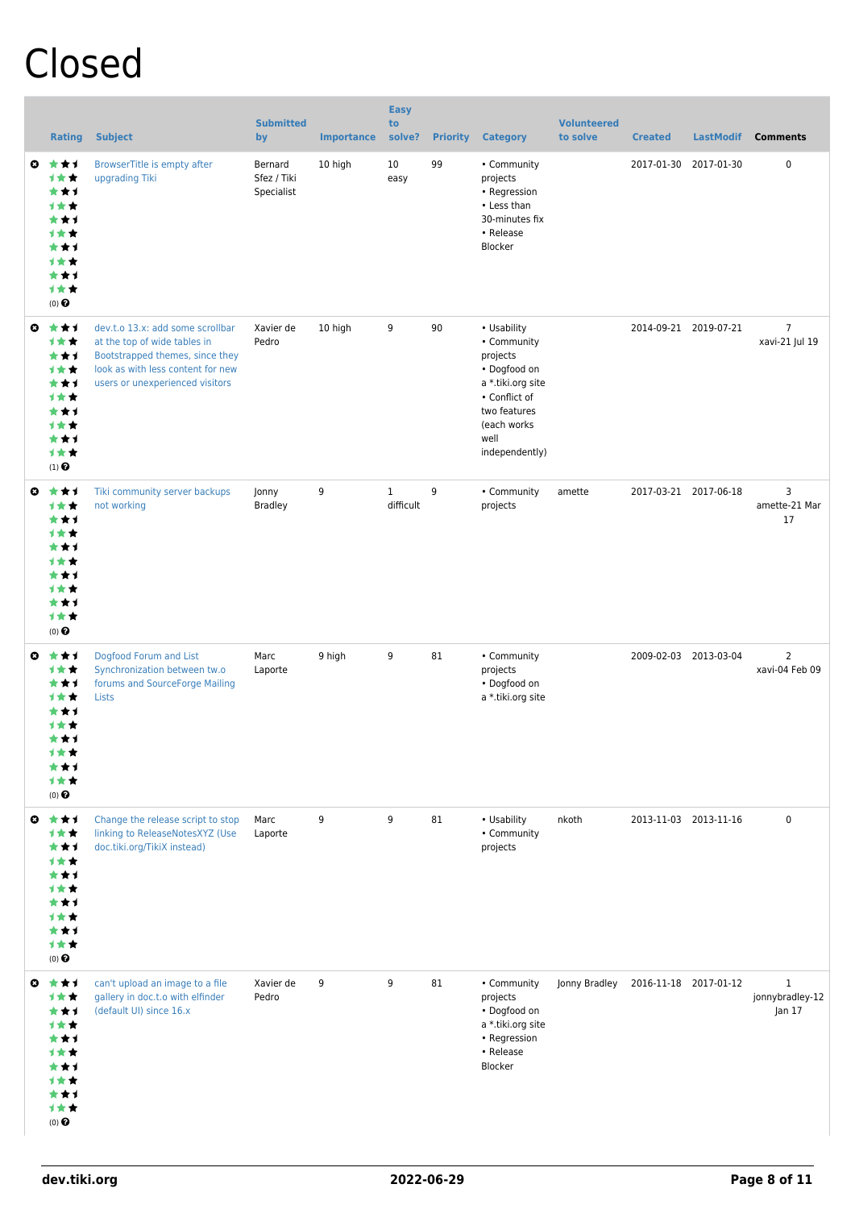# Closed

| | Rating | Subject | Submitted by | Importance | Easy to solve? | Priority | Category | Volunteered to solve | Created | LastModif | Comments |
|---|---|---|---|---|---|---|---|---|---|---|---|
| | (0) | BrowserTitle is empty after upgrading Tiki | Bernard Sfez / Tiki Specialist | 10 high | 10 easy | 99 | • Community projects • Regression • Less than 30-minutes fix • Release Blocker | | 2017-01-30 | 2017-01-30 | 0 |
| | (1) | dev.t.o 13.x: add some scrollbar at the top of wide tables in Bootstrapped themes, since they look as with less content for new users or unexperienced visitors | Xavier de Pedro | 10 high | 9 | 90 | • Usability • Community projects • Dogfood on a *.tiki.org site • Conflict of two features (each works well independently) | | 2014-09-21 | 2019-07-21 | 7 xavi-21 Jul 19 |
| | (0) | Tiki community server backups not working | Jonny Bradley | 9 | 1 difficult | 9 | • Community projects | amette | 2017-03-21 | 2017-06-18 | 3 amette-21 Mar 17 |
| | (0) | Dogfood Forum and List Synchronization between tw.o forums and SourceForge Mailing Lists | Marc Laporte | 9 high | 9 | 81 | • Community projects • Dogfood on a *.tiki.org site | | 2009-02-03 | 2013-03-04 | 2 xavi-04 Feb 09 |
| | (0) | Change the release script to stop linking to ReleaseNotesXYZ (Use doc.tiki.org/TikiX instead) | Marc Laporte | 9 | 9 | 81 | • Usability • Community projects | nkoth | 2013-11-03 | 2013-11-16 | 0 |
| | (0) | can't upload an image to a file gallery in doc.t.o with elfinder (default UI) since 16.x | Xavier de Pedro | 9 | 9 | 81 | • Community projects • Dogfood on a *.tiki.org site • Regression • Release Blocker | Jonny Bradley | 2016-11-18 | 2017-01-12 | 1 jonnybradley-12 Jan 17 |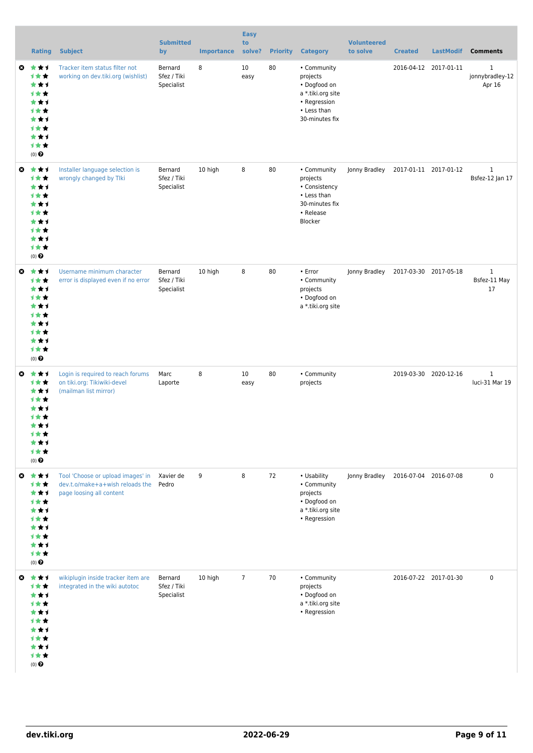|  | Rating | Subject | Submitted by | Importance | Easy to solve? | Priority | Category | Volunteered to solve | Created | LastModif | Comments |
|---|---|---|---|---|---|---|---|---|---|---|---|
|  | (0) | Tracker item status filter not working on dev.tiki.org (wishlist) | Bernard Sfez / Tiki Specialist | 8 | 10 easy | 80 | • Community projects • Dogfood on a *.tiki.org site • Regression • Less than 30-minutes fix |  | 2016-04-12 | 2017-01-11 | 1 jonnybradley-12 Apr 16 |
|  | (0) | Installer language selection is wrongly changed by TIki | Bernard Sfez / Tiki Specialist | 10 high | 8 | 80 | • Community projects • Consistency • Less than 30-minutes fix • Release Blocker | Jonny Bradley | 2017-01-11 | 2017-01-12 | 1 Bsfez-12 Jan 17 |
|  | (0) | Username minimum character error is displayed even if no error | Bernard Sfez / Tiki Specialist | 10 high | 8 | 80 | • Error • Community projects • Dogfood on a *.tiki.org site | Jonny Bradley | 2017-03-30 | 2017-05-18 | 1 Bsfez-11 May 17 |
|  | (0) | Login is required to reach forums on tiki.org: Tikiwiki-devel (mailman list mirror) | Marc Laporte | 8 | 10 easy | 80 | • Community projects |  | 2019-03-30 | 2020-12-16 | 1 luci-31 Mar 19 |
|  | (0) | Tool 'Choose or upload images' in dev.t.o/make+a+wish reloads the page loosing all content | Xavier de Pedro | 9 | 8 | 72 | • Usability • Community projects • Dogfood on a *.tiki.org site • Regression | Jonny Bradley | 2016-07-04 | 2016-07-08 | 0 |
|  | (0) | wikiplugin inside tracker item are integrated in the wiki autotoc | Bernard Sfez / Tiki Specialist | 10 high | 7 | 70 | • Community projects • Dogfood on a *.tiki.org site • Regression |  | 2016-07-22 | 2017-01-30 | 0 |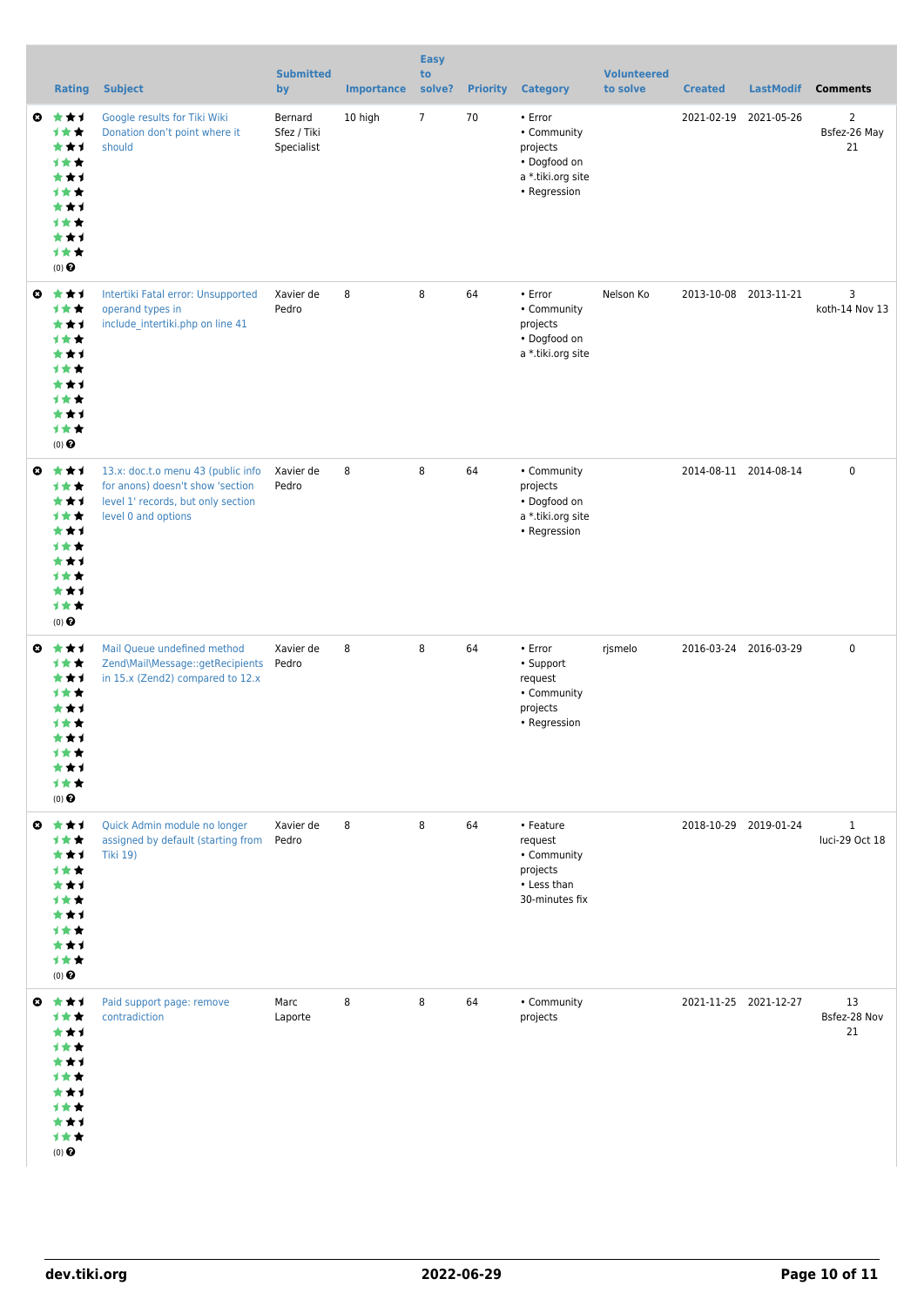| | Rating | Subject | Submitted by | Importance | Easy to solve? | Priority | Category | Volunteered to solve | Created | LastModif | Comments |
|---|---|---|---|---|---|---|---|---|---|---|---|
| | (0) | Google results for Tiki Wiki Donation don't point where it should | Bernard Sfez / Tiki Specialist | 10 high | 7 | 70 | • Error • Community projects • Dogfood on a *.tiki.org site • Regression | | 2021-02-19 | 2021-05-26 | 2 Bsfez-26 May 21 |
| | (0) | Intertiki Fatal error: Unsupported operand types in include_intertiki.php on line 41 | Xavier de Pedro | 8 | 8 | 64 | • Error • Community projects • Dogfood on a *.tiki.org site | Nelson Ko | 2013-10-08 | 2013-11-21 | 3 koth-14 Nov 13 |
| | (0) | 13.x: doc.t.o menu 43 (public info for anons) doesn't show 'section level 1' records, but only section level 0 and options | Xavier de Pedro | 8 | 8 | 64 | • Community projects • Dogfood on a *.tiki.org site • Regression | | 2014-08-11 | 2014-08-14 | 0 |
| | (0) | Mail Queue undefined method Zend\Mail\Message::getRecipients in 15.x (Zend2) compared to 12.x | Xavier de Pedro | 8 | 8 | 64 | • Error • Support request • Community projects • Regression | rjsmelo | 2016-03-24 | 2016-03-29 | 0 |
| | (0) | Quick Admin module no longer assigned by default (starting from Tiki 19) | Xavier de Pedro | 8 | 8 | 64 | • Feature request • Community projects • Less than 30-minutes fix | | 2018-10-29 | 2019-01-24 | 1 luci-29 Oct 18 |
| | (0) | Paid support page: remove contradiction | Marc Laporte | 8 | 8 | 64 | • Community projects | | 2021-11-25 | 2021-12-27 | 13 Bsfez-28 Nov 21 |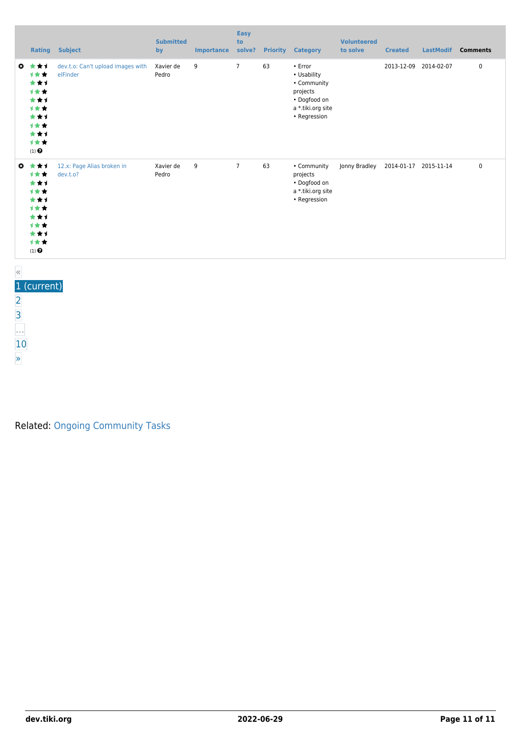| | Rating | Subject | Submitted by | Importance | Easy to solve? | Priority | Category | Volunteered to solve | Created | LastModif | Comments |
|---|---|---|---|---|---|---|---|---|---|---|---|
| | (1) | dev.t.o: Can't upload images with elFinder | Xavier de Pedro | 9 | 7 | 63 | • Error • Usability • Community projects • Dogfood on a *.tiki.org site • Regression | | 2013-12-09 | 2014-02-07 | 0 |
| | (1) | 12.x: Page Alias broken in dev.t.o? | Xavier de Pedro | 9 | 7 | 63 | • Community projects • Dogfood on a *.tiki.org site • Regression | Jonny Bradley | 2014-01-17 | 2015-11-14 | 0 |

«
1 (current)
2
3
...
10
»

Related: Ongoing Community Tasks